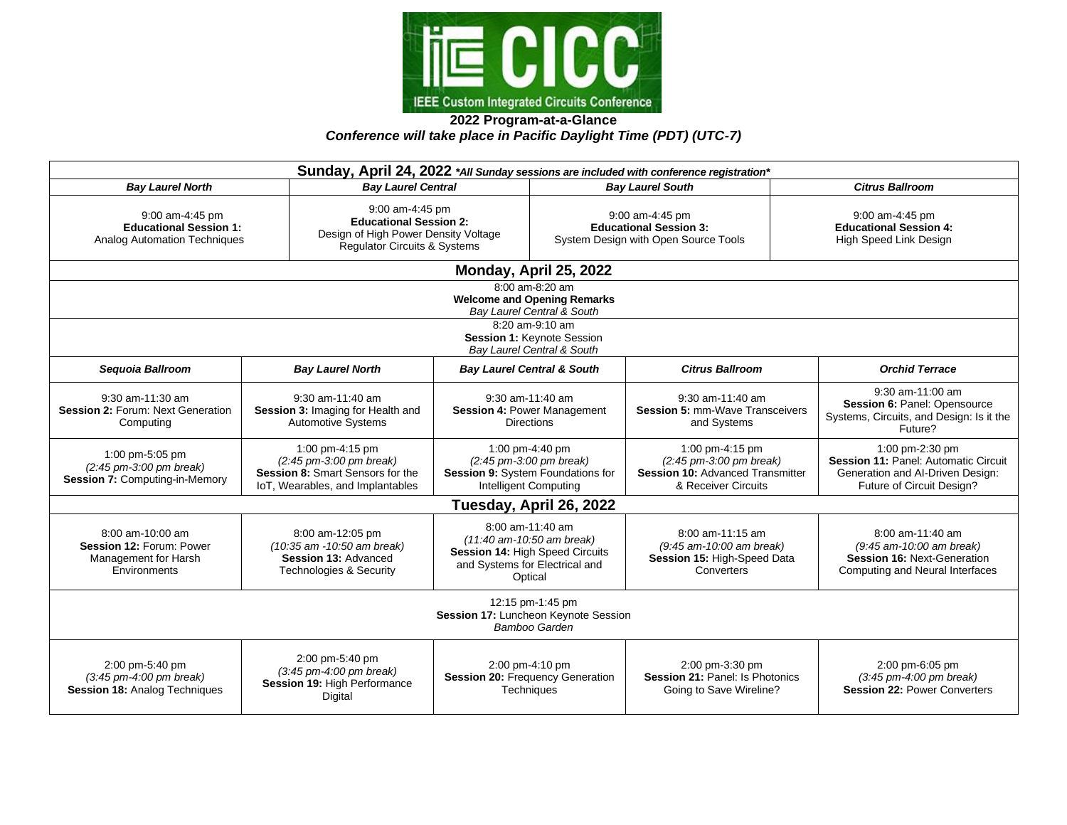IEEE Custom Integrated Circuits Conference

**2022 Program-at-a-Glance**

***Conference will take place in Pacific Daylight Time (PDT) (UTC-7)***

## Sunday, April 24, 2022 ***All Sunday sessions are included with conference registration***

| *Bay Laurel North* | *Bay Laurel Central* | *Bay Laurel South* | *Citrus Ballroom* |
|---|---|---|---|
| 9:00 am-4:45 pm **Educational Session 1:** Analog Automation Techniques | 9:00 am-4:45 pm **Educational Session 2:** Design of High Power Density Voltage Regulator Circuits & Systems | 9:00 am-4:45 pm **Educational Session 3:** System Design with Open Source Tools | 9:00 am-4:45 pm **Educational Session 4:** High Speed Link Design |

## Monday, April 25, 2022

8:00 am-8:20 am
**Welcome and Opening Remarks**
*Bay Laurel Central & South*

8:20 am-9:10 am
**Session 1:** Keynote Session
*Bay Laurel Central & South*

| *Sequoia Ballroom* | *Bay Laurel North* | *Bay Laurel Central & South* | *Citrus Ballroom* | *Orchid Terrace* |
|---|---|---|---|---|
| 9:30 am-11:30 am **Session 2:** Forum: Next Generation Computing | 9:30 am-11:40 am **Session 3:** Imaging for Health and Automotive Systems | 9:30 am-11:40 am **Session 4:** Power Management Directions | 9:30 am-11:40 am **Session 5:** mm-Wave Transceivers and Systems | 9:30 am-11:00 am **Session 6:** Panel: Opensource Systems, Circuits, and Design: Is it the Future? |
| 1:00 pm-5:05 pm *(2:45 pm-3:00 pm break)* **Session 7:** Computing-in-Memory | 1:00 pm-4:15 pm *(2:45 pm-3:00 pm break)* **Session 8:** Smart Sensors for the IoT, Wearables, and Implantables | 1:00 pm-4:40 pm *(2:45 pm-3:00 pm break)* **Session 9:** System Foundations for Intelligent Computing | 1:00 pm-4:15 pm *(2:45 pm-3:00 pm break)* **Session 10:** Advanced Transmitter & Receiver Circuits | 1:00 pm-2:30 pm **Session 11:** Panel: Automatic Circuit Generation and AI-Driven Design: Future of Circuit Design? |

## Tuesday, April 26, 2022

| | | | | |
|---|---|---|---|---|
| 8:00 am-10:00 am **Session 12:** Forum: Power Management for Harsh Environments | 8:00 am-12:05 pm *(10:35 am -10:50 am break)* **Session 13:** Advanced Technologies & Security | 8:00 am-11:40 am *(11:40 am-10:50 am break)* **Session 14:** High Speed Circuits and Systems for Electrical and Optical | 8:00 am-11:15 am *(9:45 am-10:00 am break)* **Session 15:** High-Speed Data Converters | 8:00 am-11:40 am *(9:45 am-10:00 am break)* **Session 16:** Next-Generation Computing and Neural Interfaces |

12:15 pm-1:45 pm
**Session 17:** Luncheon Keynote Session
*Bamboo Garden*

| | | | | |
|---|---|---|---|---|
| 2:00 pm-5:40 pm *(3:45 pm-4:00 pm break)* **Session 18:** Analog Techniques | 2:00 pm-5:40 pm *(3:45 pm-4:00 pm break)* **Session 19:** High Performance Digital | 2:00 pm-4:10 pm **Session 20:** Frequency Generation Techniques | 2:00 pm-3:30 pm **Session 21:** Panel: Is Photonics Going to Save Wireline? | 2:00 pm-6:05 pm *(3:45 pm-4:00 pm break)* **Session 22:** Power Converters |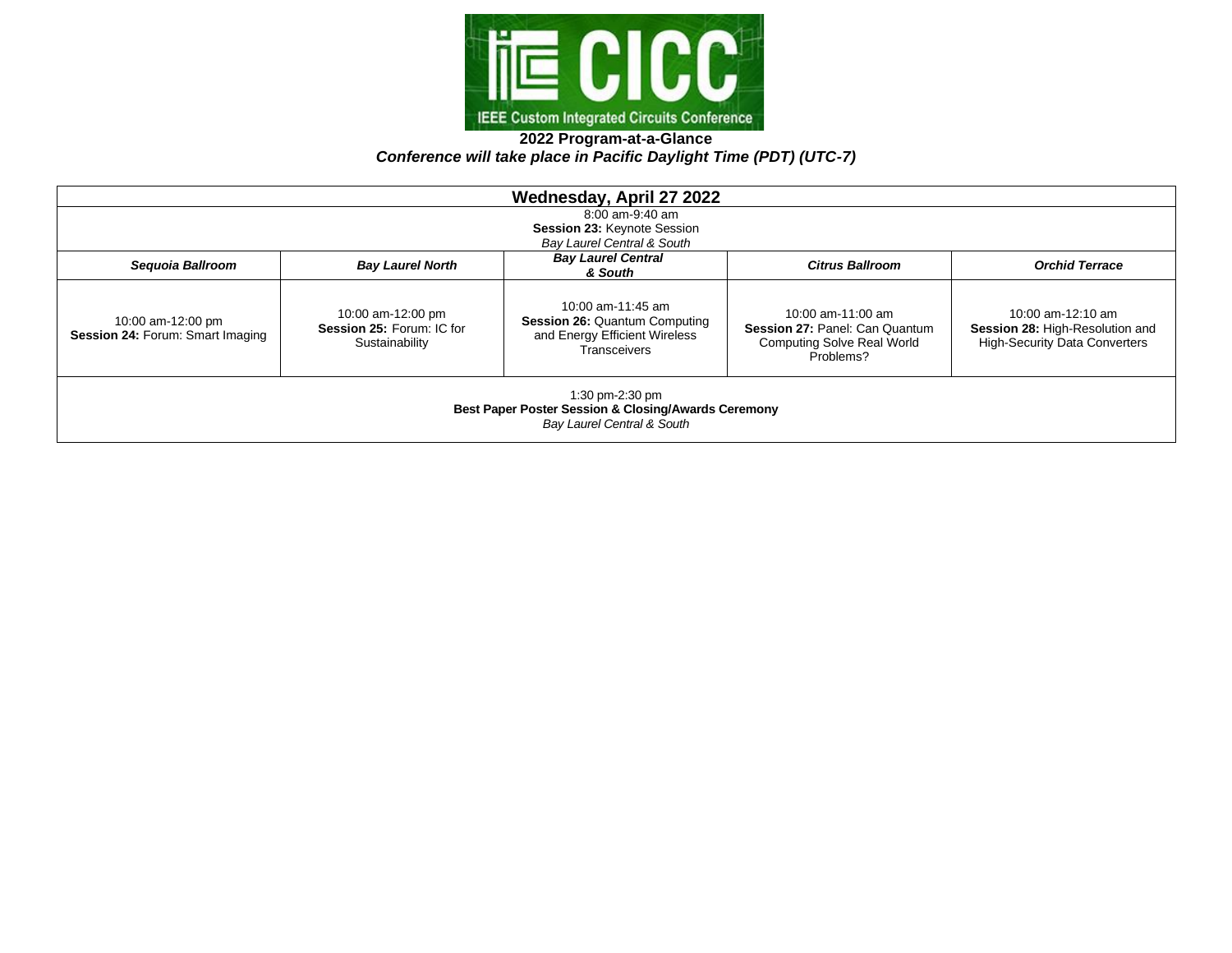**2022 Program-at-a-Glance**

***Conference will take place in Pacific Daylight Time (PDT) (UTC-7)***

| Wednesday, April 27 2022 | | | | |
|---|---|---|---|---|
| 8:00 am-9:40 am<br>**Session 23:** Keynote Session<br>*Bay Laurel Central & South* | | | | |
| ***Sequoia Ballroom*** | ***Bay Laurel North*** | ***Bay Laurel Central & South*** | ***Citrus Ballroom*** | ***Orchid Terrace*** |
| 10:00 am-12:00 pm<br>**Session 24:** Forum: Smart Imaging | 10:00 am-12:00 pm<br>**Session 25:** Forum: IC for Sustainability | 10:00 am-11:45 am<br>**Session 26:** Quantum Computing and Energy Efficient Wireless Transceivers | 10:00 am-11:00 am<br>**Session 27:** Panel: Can Quantum Computing Solve Real World Problems? | 10:00 am-12:10 am<br>**Session 28:** High-Resolution and High-Security Data Converters |
| 1:30 pm-2:30 pm<br>**Best Paper Poster Session & Closing/Awards Ceremony**<br>*Bay Laurel Central & South* | | | | |